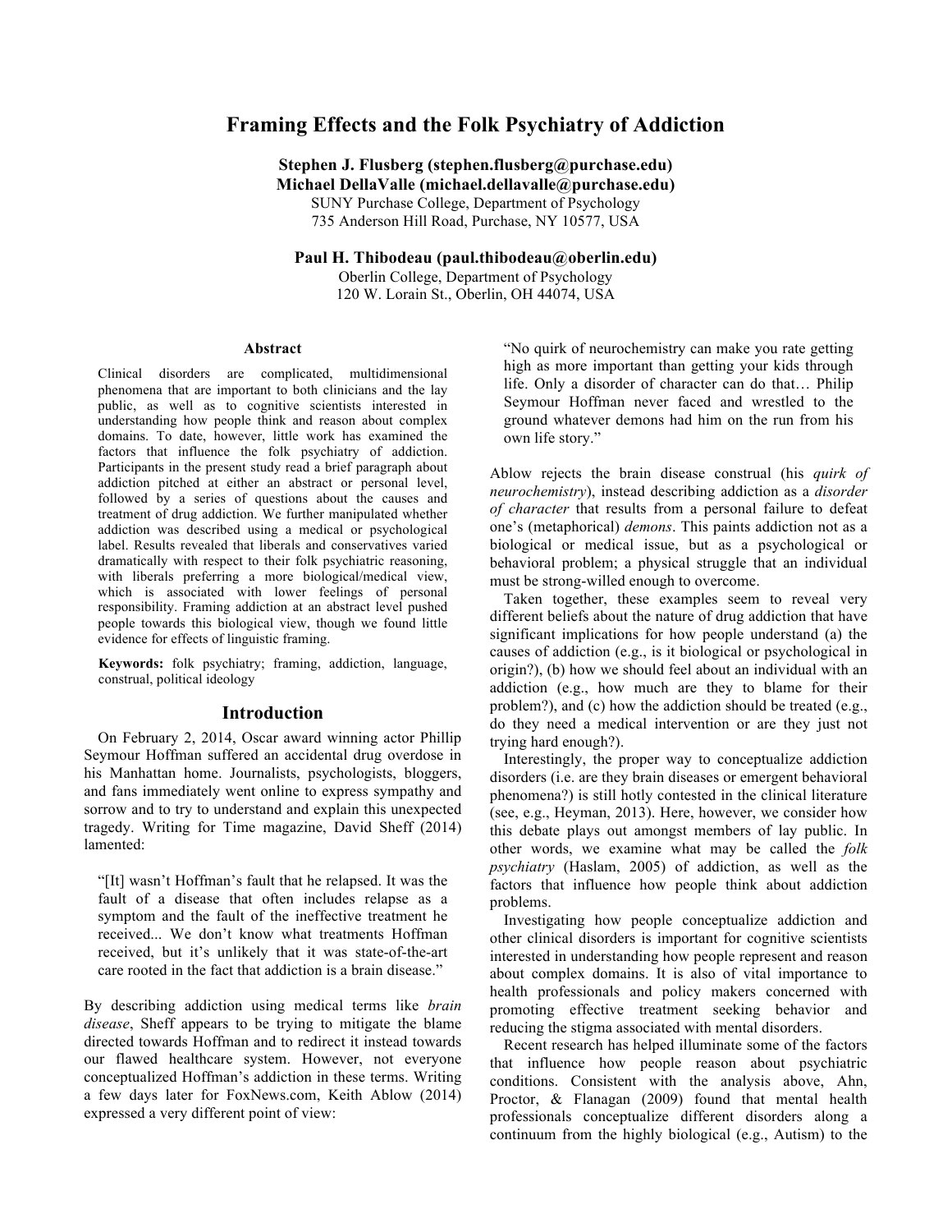# Framing Effects and the Folk Psychiatry of Addiction

**Stephen J. Flusberg (stephen.flusberg@purchase.edu)**
**Michael DellaValle (michael.dellavalle@purchase.edu)**
SUNY Purchase College, Department of Psychology
735 Anderson Hill Road, Purchase, NY 10577, USA

**Paul H. Thibodeau (paul.thibodeau@oberlin.edu)**
Oberlin College, Department of Psychology
120 W. Lorain St., Oberlin, OH 44074, USA

## Abstract

Clinical disorders are complicated, multidimensional phenomena that are important to both clinicians and the lay public, as well as to cognitive scientists interested in understanding how people think and reason about complex domains. To date, however, little work has examined the factors that influence the folk psychiatry of addiction. Participants in the present study read a brief paragraph about addiction pitched at either an abstract or personal level, followed by a series of questions about the causes and treatment of drug addiction. We further manipulated whether addiction was described using a medical or psychological label. Results revealed that liberals and conservatives varied dramatically with respect to their folk psychiatric reasoning, with liberals preferring a more biological/medical view, which is associated with lower feelings of personal responsibility. Framing addiction at an abstract level pushed people towards this biological view, though we found little evidence for effects of linguistic framing.

**Keywords:** folk psychiatry; framing, addiction, language, construal, political ideology

## Introduction

On February 2, 2014, Oscar award winning actor Phillip Seymour Hoffman suffered an accidental drug overdose in his Manhattan home. Journalists, psychologists, bloggers, and fans immediately went online to express sympathy and sorrow and to try to understand and explain this unexpected tragedy. Writing for Time magazine, David Sheff (2014) lamented:

> "[It] wasn't Hoffman's fault that he relapsed. It was the fault of a disease that often includes relapse as a symptom and the fault of the ineffective treatment he received... We don't know what treatments Hoffman received, but it's unlikely that it was state-of-the-art care rooted in the fact that addiction is a brain disease."

By describing addiction using medical terms like *brain disease*, Sheff appears to be trying to mitigate the blame directed towards Hoffman and to redirect it instead towards our flawed healthcare system. However, not everyone conceptualized Hoffman's addiction in these terms. Writing a few days later for FoxNews.com, Keith Ablow (2014) expressed a very different point of view:

> "No quirk of neurochemistry can make you rate getting high as more important than getting your kids through life. Only a disorder of character can do that… Philip Seymour Hoffman never faced and wrestled to the ground whatever demons had him on the run from his own life story."

Ablow rejects the brain disease construal (his *quirk of neurochemistry*), instead describing addiction as a *disorder of character* that results from a personal failure to defeat one's (metaphorical) *demons*. This paints addiction not as a biological or medical issue, but as a psychological or behavioral problem; a physical struggle that an individual must be strong-willed enough to overcome.

Taken together, these examples seem to reveal very different beliefs about the nature of drug addiction that have significant implications for how people understand (a) the causes of addiction (e.g., is it biological or psychological in origin?), (b) how we should feel about an individual with an addiction (e.g., how much are they to blame for their problem?), and (c) how the addiction should be treated (e.g., do they need a medical intervention or are they just not trying hard enough?).

Interestingly, the proper way to conceptualize addiction disorders (i.e. are they brain diseases or emergent behavioral phenomena?) is still hotly contested in the clinical literature (see, e.g., Heyman, 2013). Here, however, we consider how this debate plays out amongst members of lay public. In other words, we examine what may be called the *folk psychiatry* (Haslam, 2005) of addiction, as well as the factors that influence how people think about addiction problems.

Investigating how people conceptualize addiction and other clinical disorders is important for cognitive scientists interested in understanding how people represent and reason about complex domains. It is also of vital importance to health professionals and policy makers concerned with promoting effective treatment seeking behavior and reducing the stigma associated with mental disorders.

Recent research has helped illuminate some of the factors that influence how people reason about psychiatric conditions. Consistent with the analysis above, Ahn, Proctor, & Flanagan (2009) found that mental health professionals conceptualize different disorders along a continuum from the highly biological (e.g., Autism) to the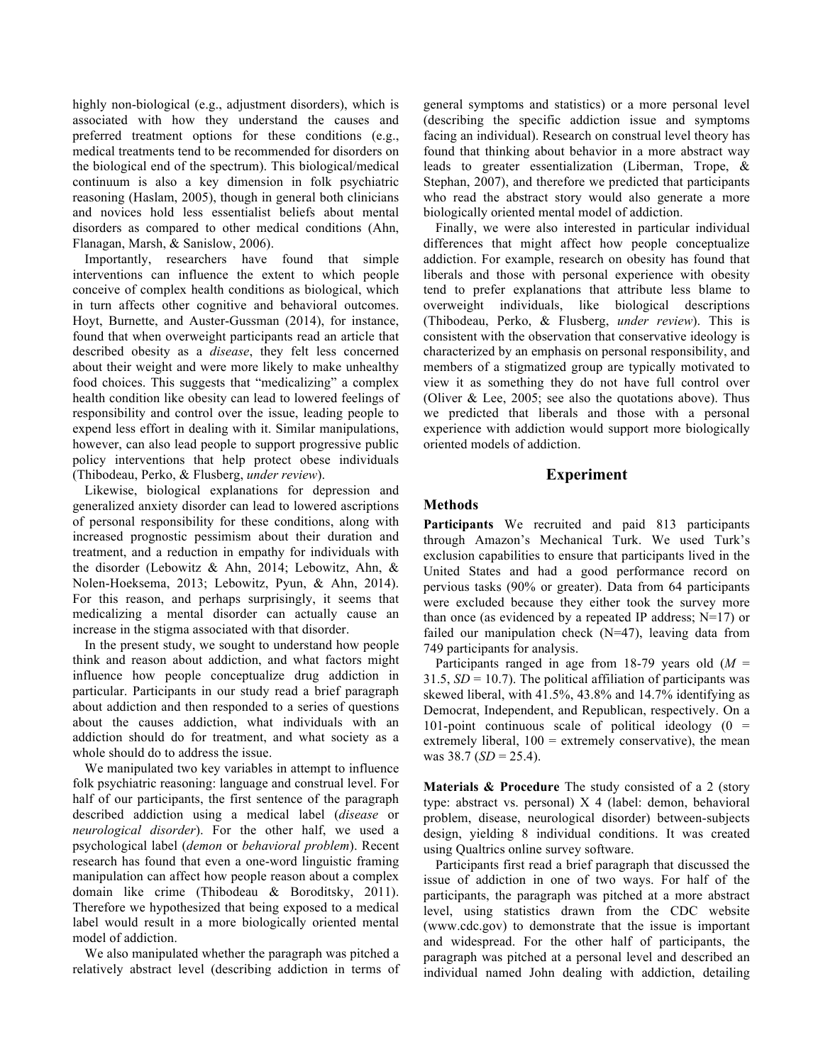highly non-biological (e.g., adjustment disorders), which is associated with how they understand the causes and preferred treatment options for these conditions (e.g., medical treatments tend to be recommended for disorders on the biological end of the spectrum). This biological/medical continuum is also a key dimension in folk psychiatric reasoning (Haslam, 2005), though in general both clinicians and novices hold less essentialist beliefs about mental disorders as compared to other medical conditions (Ahn, Flanagan, Marsh, & Sanislow, 2006).

Importantly, researchers have found that simple interventions can influence the extent to which people conceive of complex health conditions as biological, which in turn affects other cognitive and behavioral outcomes. Hoyt, Burnette, and Auster-Gussman (2014), for instance, found that when overweight participants read an article that described obesity as a *disease*, they felt less concerned about their weight and were more likely to make unhealthy food choices. This suggests that "medicalizing" a complex health condition like obesity can lead to lowered feelings of responsibility and control over the issue, leading people to expend less effort in dealing with it. Similar manipulations, however, can also lead people to support progressive public policy interventions that help protect obese individuals (Thibodeau, Perko, & Flusberg, *under review*).

Likewise, biological explanations for depression and generalized anxiety disorder can lead to lowered ascriptions of personal responsibility for these conditions, along with increased prognostic pessimism about their duration and treatment, and a reduction in empathy for individuals with the disorder (Lebowitz & Ahn, 2014; Lebowitz, Ahn, & Nolen-Hoeksema, 2013; Lebowitz, Pyun, & Ahn, 2014). For this reason, and perhaps surprisingly, it seems that medicalizing a mental disorder can actually cause an increase in the stigma associated with that disorder.

In the present study, we sought to understand how people think and reason about addiction, and what factors might influence how people conceptualize drug addiction in particular. Participants in our study read a brief paragraph about addiction and then responded to a series of questions about the causes addiction, what individuals with an addiction should do for treatment, and what society as a whole should do to address the issue.

We manipulated two key variables in attempt to influence folk psychiatric reasoning: language and construal level. For half of our participants, the first sentence of the paragraph described addiction using a medical label (*disease* or *neurological disorder*). For the other half, we used a psychological label (*demon* or *behavioral problem*). Recent research has found that even a one-word linguistic framing manipulation can affect how people reason about a complex domain like crime (Thibodeau & Boroditsky, 2011). Therefore we hypothesized that being exposed to a medical label would result in a more biologically oriented mental model of addiction.

We also manipulated whether the paragraph was pitched a relatively abstract level (describing addiction in terms of general symptoms and statistics) or a more personal level (describing the specific addiction issue and symptoms facing an individual). Research on construal level theory has found that thinking about behavior in a more abstract way leads to greater essentialization (Liberman, Trope, & Stephan, 2007), and therefore we predicted that participants who read the abstract story would also generate a more biologically oriented mental model of addiction.

Finally, we were also interested in particular individual differences that might affect how people conceptualize addiction. For example, research on obesity has found that liberals and those with personal experience with obesity tend to prefer explanations that attribute less blame to overweight individuals, like biological descriptions (Thibodeau, Perko, & Flusberg, *under review*). This is consistent with the observation that conservative ideology is characterized by an emphasis on personal responsibility, and members of a stigmatized group are typically motivated to view it as something they do not have full control over (Oliver & Lee, 2005; see also the quotations above). Thus we predicted that liberals and those with a personal experience with addiction would support more biologically oriented models of addiction.

## Experiment

### Methods

**Participants** We recruited and paid 813 participants through Amazon's Mechanical Turk. We used Turk's exclusion capabilities to ensure that participants lived in the United States and had a good performance record on pervious tasks (90% or greater). Data from 64 participants were excluded because they either took the survey more than once (as evidenced by a repeated IP address; N=17) or failed our manipulation check (N=47), leaving data from 749 participants for analysis.

Participants ranged in age from 18-79 years old ($M$ = 31.5, $SD$ = 10.7). The political affiliation of participants was skewed liberal, with 41.5%, 43.8% and 14.7% identifying as Democrat, Independent, and Republican, respectively. On a 101-point continuous scale of political ideology (0 = extremely liberal, 100 = extremely conservative), the mean was 38.7 ($SD$ = 25.4).

**Materials & Procedure** The study consisted of a 2 (story type: abstract vs. personal) X 4 (label: demon, behavioral problem, disease, neurological disorder) between-subjects design, yielding 8 individual conditions. It was created using Qualtrics online survey software.

Participants first read a brief paragraph that discussed the issue of addiction in one of two ways. For half of the participants, the paragraph was pitched at a more abstract level, using statistics drawn from the CDC website (www.cdc.gov) to demonstrate that the issue is important and widespread. For the other half of participants, the paragraph was pitched at a personal level and described an individual named John dealing with addiction, detailing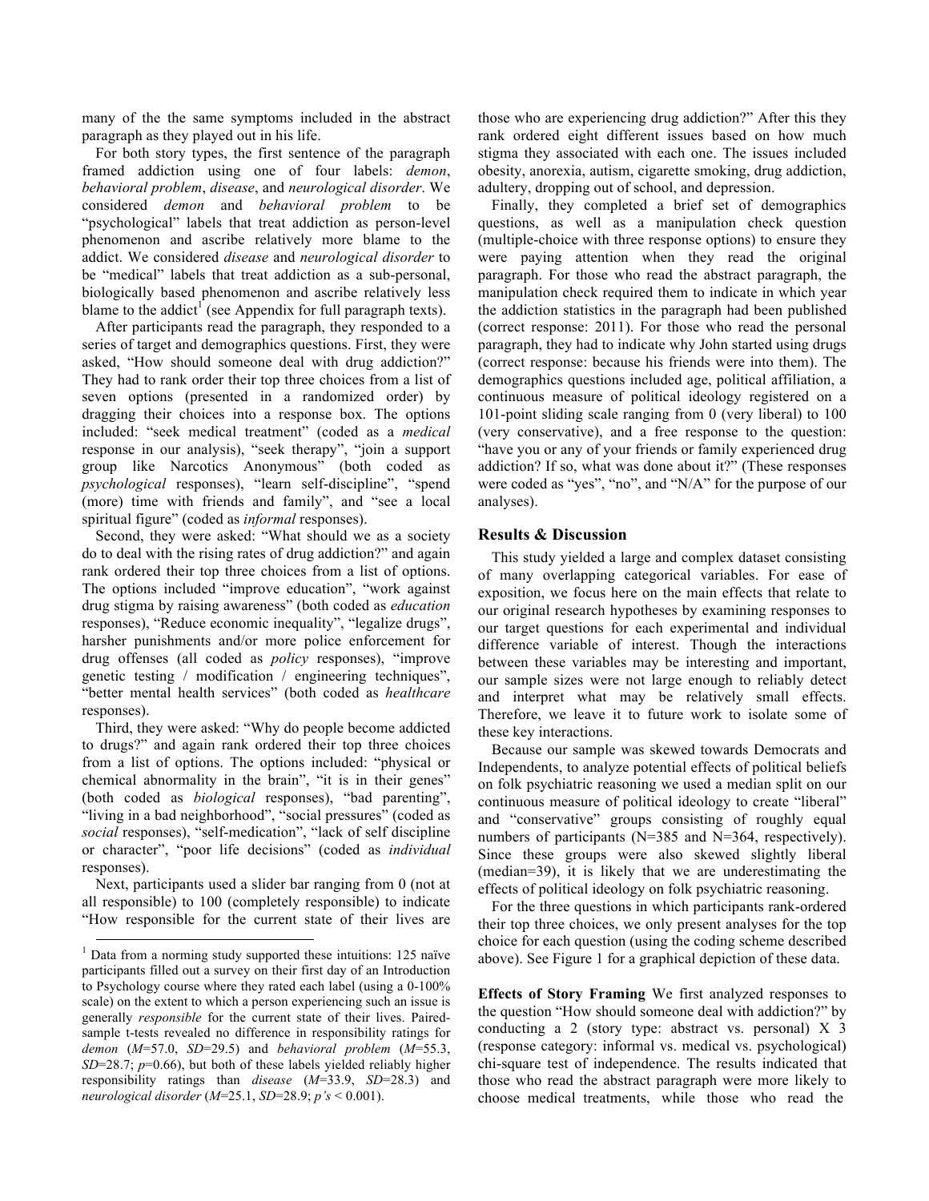many of the the same symptoms included in the abstract paragraph as they played out in his life.

For both story types, the first sentence of the paragraph framed addiction using one of four labels: *demon*, *behavioral problem*, *disease*, and *neurological disorder*. We considered *demon* and *behavioral problem* to be "psychological" labels that treat addiction as person-level phenomenon and ascribe relatively more blame to the addict. We considered *disease* and *neurological disorder* to be "medical" labels that treat addiction as a sub-personal, biologically based phenomenon and ascribe relatively less blame to the addict[1] (see Appendix for full paragraph texts).

After participants read the paragraph, they responded to a series of target and demographics questions. First, they were asked, "How should someone deal with drug addiction?" They had to rank order their top three choices from a list of seven options (presented in a randomized order) by dragging their choices into a response box. The options included: "seek medical treatment" (coded as a *medical* response in our analysis), "seek therapy", "join a support group like Narcotics Anonymous" (both coded as *psychological* responses), "learn self-discipline", "spend (more) time with friends and family", and "see a local spiritual figure" (coded as *informal* responses).

Second, they were asked: "What should we as a society do to deal with the rising rates of drug addiction?" and again rank ordered their top three choices from a list of options. The options included "improve education", "work against drug stigma by raising awareness" (both coded as *education* responses), "Reduce economic inequality", "legalize drugs", harsher punishments and/or more police enforcement for drug offenses (all coded as *policy* responses), "improve genetic testing / modification / engineering techniques", "better mental health services" (both coded as *healthcare* responses).

Third, they were asked: "Why do people become addicted to drugs?" and again rank ordered their top three choices from a list of options. The options included: "physical or chemical abnormality in the brain", "it is in their genes" (both coded as *biological* responses), "bad parenting", "living in a bad neighborhood", "social pressures" (coded as *social* responses), "self-medication", "lack of self discipline or character", "poor life decisions" (coded as *individual* responses).

Next, participants used a slider bar ranging from 0 (not at all responsible) to 100 (completely responsible) to indicate "How responsible for the current state of their lives are those who are experiencing drug addiction?" After this they rank ordered eight different issues based on how much stigma they associated with each one. The issues included obesity, anorexia, autism, cigarette smoking, drug addiction, adultery, dropping out of school, and depression.

Finally, they completed a brief set of demographics questions, as well as a manipulation check question (multiple-choice with three response options) to ensure they were paying attention when they read the original paragraph. For those who read the abstract paragraph, the manipulation check required them to indicate in which year the addiction statistics in the paragraph had been published (correct response: 2011). For those who read the personal paragraph, they had to indicate why John started using drugs (correct response: because his friends were into them). The demographics questions included age, political affiliation, a continuous measure of political ideology registered on a 101-point sliding scale ranging from 0 (very liberal) to 100 (very conservative), and a free response to the question: "have you or any of your friends or family experienced drug addiction? If so, what was done about it?" (These responses were coded as "yes", "no", and "N/A" for the purpose of our analyses).

## Results & Discussion

This study yielded a large and complex dataset consisting of many overlapping categorical variables. For ease of exposition, we focus here on the main effects that relate to our original research hypotheses by examining responses to our target questions for each experimental and individual difference variable of interest. Though the interactions between these variables may be interesting and important, our sample sizes were not large enough to reliably detect and interpret what may be relatively small effects. Therefore, we leave it to future work to isolate some of these key interactions.

Because our sample was skewed towards Democrats and Independents, to analyze potential effects of political beliefs on folk psychiatric reasoning we used a median split on our continuous measure of political ideology to create "liberal" and "conservative" groups consisting of roughly equal numbers of participants (N=385 and N=364, respectively). Since these groups were also skewed slightly liberal (median=39), it is likely that we are underestimating the effects of political ideology on folk psychiatric reasoning.

For the three questions in which participants rank-ordered their top three choices, we only present analyses for the top choice for each question (using the coding scheme described above). See Figure 1 for a graphical depiction of these data.

**Effects of Story Framing** We first analyzed responses to the question "How should someone deal with addiction?" by conducting a 2 (story type: abstract vs. personal) X 3 (response category: informal vs. medical vs. psychological) chi-square test of independence. The results indicated that those who read the abstract paragraph were more likely to choose medical treatments, while those who read the

---

[1] Data from a norming study supported these intuitions: 125 naïve participants filled out a survey on their first day of an Introduction to Psychology course where they rated each label (using a 0-100% scale) on the extent to which a person experiencing such an issue is generally *responsible* for the current state of their lives. Paired-sample t-tests revealed no difference in responsibility ratings for *demon* ($M$=57.0, $SD$=29.5) and *behavioral problem* ($M$=55.3, $SD$=28.7; $p$=0.66), but both of these labels yielded reliably higher responsibility ratings than *disease* ($M$=33.9, $SD$=28.3) and *neurological disorder* ($M$=25.1, $SD$=28.9; $p$'s < 0.001).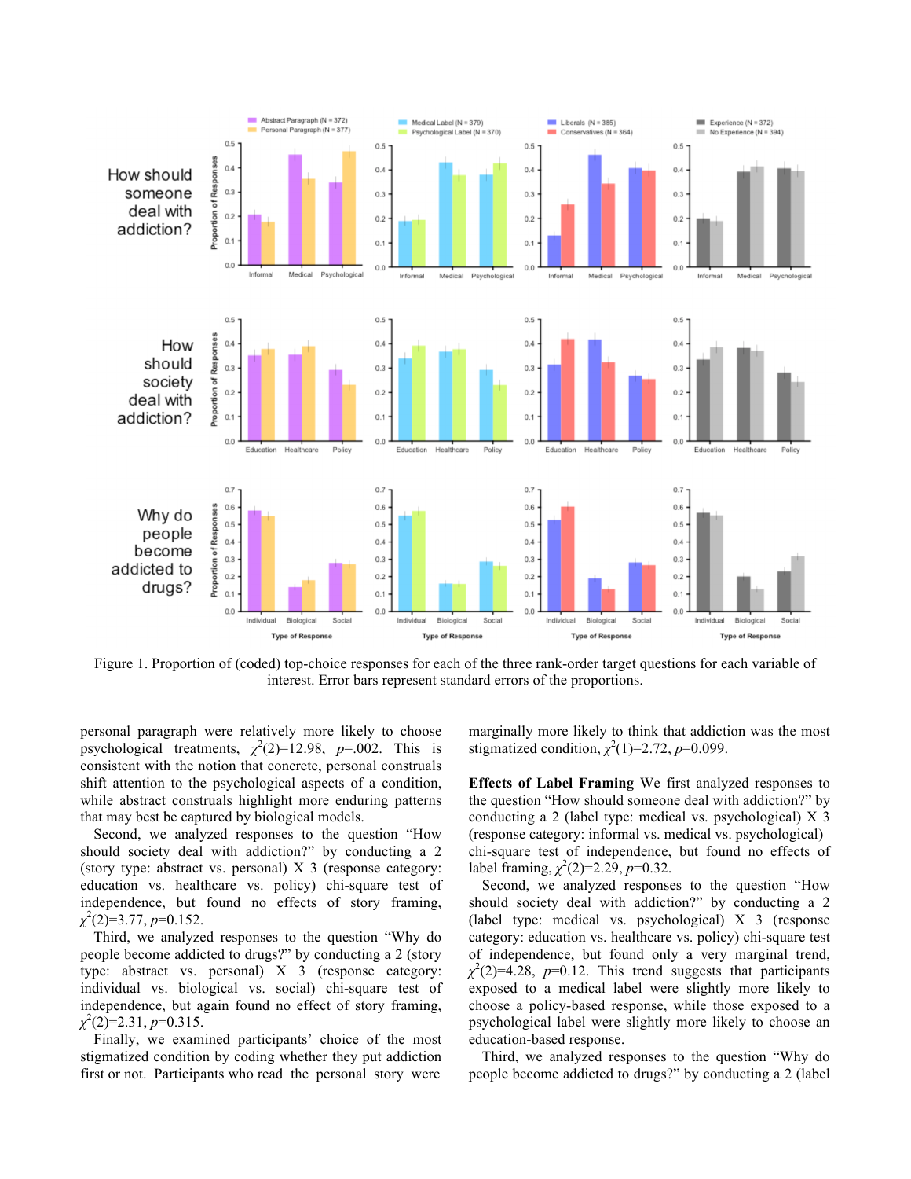Figure 1. Proportion of (coded) top-choice responses for each of the three rank-order target questions for each variable of interest. Error bars represent standard errors of the proportions.

personal paragraph were relatively more likely to choose psychological treatments, $\chi^2(2)=12.98$, $p=.002$. This is consistent with the notion that concrete, personal construals shift attention to the psychological aspects of a condition, while abstract construals highlight more enduring patterns that may best be captured by biological models.

Second, we analyzed responses to the question "How should society deal with addiction?" by conducting a 2 (story type: abstract vs. personal) X 3 (response category: education vs. healthcare vs. policy) chi-square test of independence, but found no effects of story framing, $\chi^2(2)=3.77$, $p=0.152$.

Third, we analyzed responses to the question "Why do people become addicted to drugs?" by conducting a 2 (story type: abstract vs. personal) X 3 (response category: individual vs. biological vs. social) chi-square test of independence, but again found no effect of story framing, $\chi^2(2)=2.31$, $p=0.315$.

Finally, we examined participants' choice of the most stigmatized condition by coding whether they put addiction first or not. Participants who read the personal story were marginally more likely to think that addiction was the most stigmatized condition, $\chi^2(1)=2.72$, $p=0.099$.

**Effects of Label Framing** We first analyzed responses to the question "How should someone deal with addiction?" by conducting a 2 (label type: medical vs. psychological) X 3 (response category: informal vs. medical vs. psychological) chi-square test of independence, but found no effects of label framing, $\chi^2(2)=2.29$, $p=0.32$.

Second, we analyzed responses to the question "How should society deal with addiction?" by conducting a 2 (label type: medical vs. psychological) X 3 (response category: education vs. healthcare vs. policy) chi-square test of independence, but found only a very marginal trend, $\chi^2(2)=4.28$, $p=0.12$. This trend suggests that participants exposed to a medical label were slightly more likely to choose a policy-based response, while those exposed to a psychological label were slightly more likely to choose an education-based response.

Third, we analyzed responses to the question "Why do people become addicted to drugs?" by conducting a 2 (label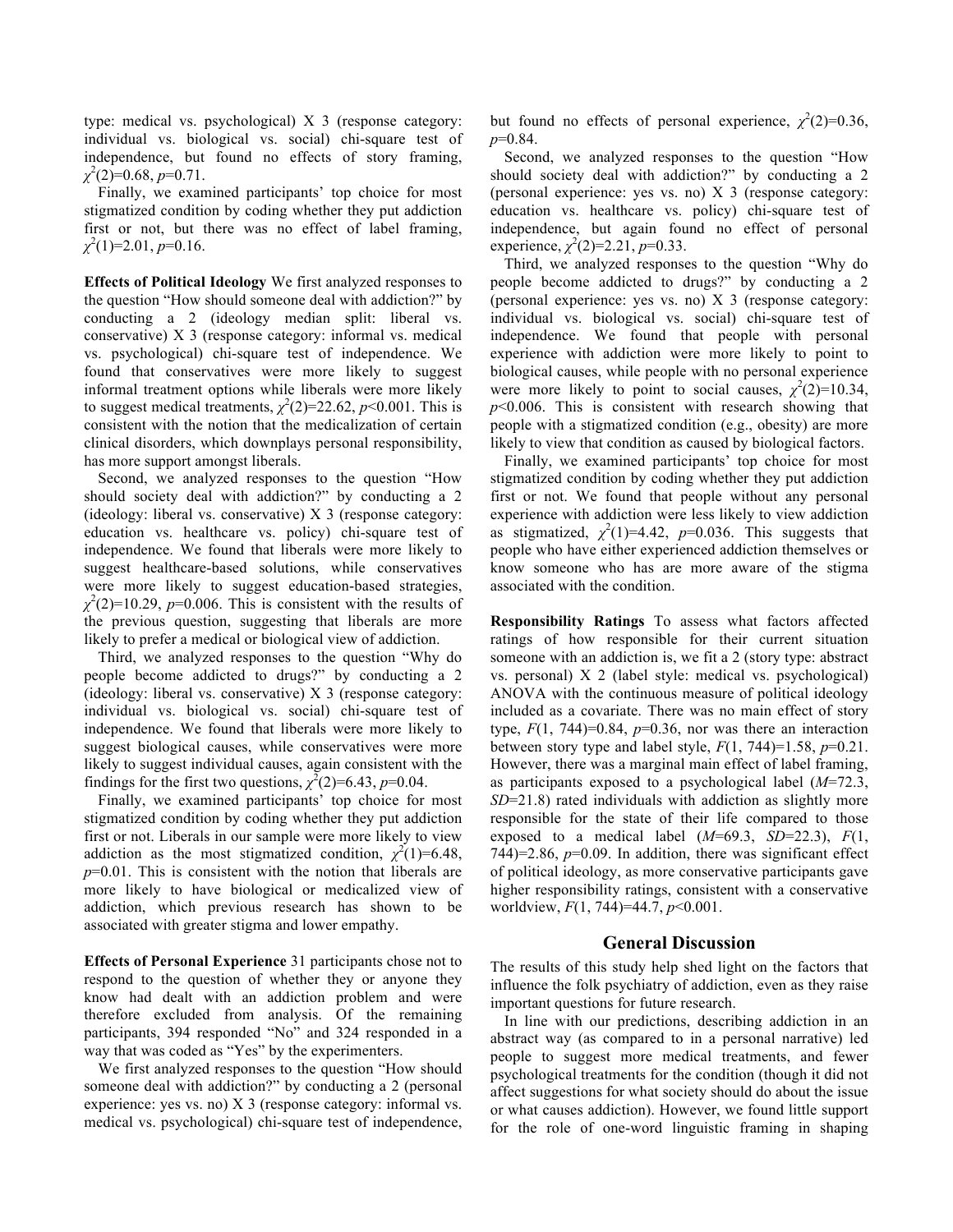type: medical vs. psychological) X 3 (response category: individual vs. biological vs. social) chi-square test of independence, but found no effects of story framing, $\chi^2(2)=0.68$, $p=0.71$.

Finally, we examined participants' top choice for most stigmatized condition by coding whether they put addiction first or not, but there was no effect of label framing, $\chi^2(1)=2.01$, $p=0.16$.

**Effects of Political Ideology** We first analyzed responses to the question "How should someone deal with addiction?" by conducting a 2 (ideology median split: liberal vs. conservative) X 3 (response category: informal vs. medical vs. psychological) chi-square test of independence. We found that conservatives were more likely to suggest informal treatment options while liberals were more likely to suggest medical treatments, $\chi^2(2)=22.62$, $p<0.001$. This is consistent with the notion that the medicalization of certain clinical disorders, which downplays personal responsibility, has more support amongst liberals.

Second, we analyzed responses to the question "How should society deal with addiction?" by conducting a 2 (ideology: liberal vs. conservative) X 3 (response category: education vs. healthcare vs. policy) chi-square test of independence. We found that liberals were more likely to suggest healthcare-based solutions, while conservatives were more likely to suggest education-based strategies, $\chi^2(2)=10.29$, $p=0.006$. This is consistent with the results of the previous question, suggesting that liberals are more likely to prefer a medical or biological view of addiction.

Third, we analyzed responses to the question "Why do people become addicted to drugs?" by conducting a 2 (ideology: liberal vs. conservative) X 3 (response category: individual vs. biological vs. social) chi-square test of independence. We found that liberals were more likely to suggest biological causes, while conservatives were more likely to suggest individual causes, again consistent with the findings for the first two questions, $\chi^2(2)=6.43$, $p=0.04$.

Finally, we examined participants' top choice for most stigmatized condition by coding whether they put addiction first or not. Liberals in our sample were more likely to view addiction as the most stigmatized condition, $\chi^2(1)=6.48$, $p=0.01$. This is consistent with the notion that liberals are more likely to have biological or medicalized view of addiction, which previous research has shown to be associated with greater stigma and lower empathy.

**Effects of Personal Experience** 31 participants chose not to respond to the question of whether they or anyone they know had dealt with an addiction problem and were therefore excluded from analysis. Of the remaining participants, 394 responded "No" and 324 responded in a way that was coded as "Yes" by the experimenters.

We first analyzed responses to the question "How should someone deal with addiction?" by conducting a 2 (personal experience: yes vs. no) X 3 (response category: informal vs. medical vs. psychological) chi-square test of independence, but found no effects of personal experience, $\chi^2(2)=0.36$, $p=0.84$.

Second, we analyzed responses to the question "How should society deal with addiction?" by conducting a 2 (personal experience: yes vs. no) X 3 (response category: education vs. healthcare vs. policy) chi-square test of independence, but again found no effect of personal experience, $\chi^2(2)=2.21$, $p=0.33$.

Third, we analyzed responses to the question "Why do people become addicted to drugs?" by conducting a 2 (personal experience: yes vs. no) X 3 (response category: individual vs. biological vs. social) chi-square test of independence. We found that people with personal experience with addiction were more likely to point to biological causes, while people with no personal experience were more likely to point to social causes, $\chi^2(2)=10.34$, $p<0.006$. This is consistent with research showing that people with a stigmatized condition (e.g., obesity) are more likely to view that condition as caused by biological factors.

Finally, we examined participants' top choice for most stigmatized condition by coding whether they put addiction first or not. We found that people without any personal experience with addiction were less likely to view addiction as stigmatized, $\chi^2(1)=4.42$, $p=0.036$. This suggests that people who have either experienced addiction themselves or know someone who has are more aware of the stigma associated with the condition.

**Responsibility Ratings** To assess what factors affected ratings of how responsible for their current situation someone with an addiction is, we fit a 2 (story type: abstract vs. personal) X 2 (label style: medical vs. psychological) ANOVA with the continuous measure of political ideology included as a covariate. There was no main effect of story type, $F(1, 744)=0.84$, $p=0.36$, nor was there an interaction between story type and label style, $F(1, 744)=1.58$, $p=0.21$. However, there was a marginal main effect of label framing, as participants exposed to a psychological label ($M=72.3$, $SD=21.8$) rated individuals with addiction as slightly more responsible for the state of their life compared to those exposed to a medical label ($M=69.3$, $SD=22.3$), $F(1, 744)=2.86$, $p=0.09$. In addition, there was significant effect of political ideology, as more conservative participants gave higher responsibility ratings, consistent with a conservative worldview, $F(1, 744)=44.7$, $p<0.001$.

## General Discussion

The results of this study help shed light on the factors that influence the folk psychiatry of addiction, even as they raise important questions for future research.

In line with our predictions, describing addiction in an abstract way (as compared to in a personal narrative) led people to suggest more medical treatments, and fewer psychological treatments for the condition (though it did not affect suggestions for what society should do about the issue or what causes addiction). However, we found little support for the role of one-word linguistic framing in shaping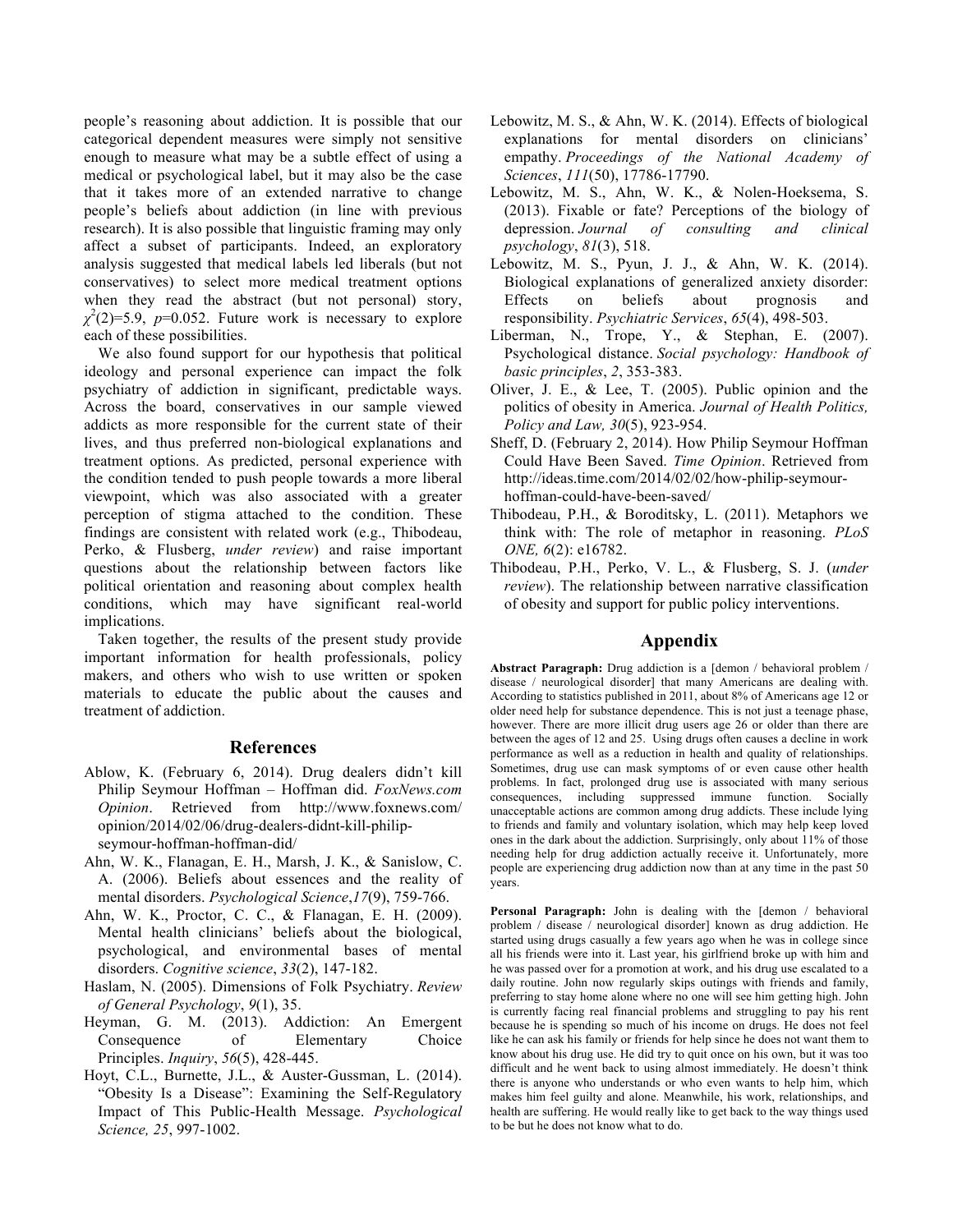people's reasoning about addiction. It is possible that our categorical dependent measures were simply not sensitive enough to measure what may be a subtle effect of using a medical or psychological label, but it may also be the case that it takes more of an extended narrative to change people's beliefs about addiction (in line with previous research). It is also possible that linguistic framing may only affect a subset of participants. Indeed, an exploratory analysis suggested that medical labels led liberals (but not conservatives) to select more medical treatment options when they read the abstract (but not personal) story, $\chi^2(2)=5.9$, $p=0.052$. Future work is necessary to explore each of these possibilities.

We also found support for our hypothesis that political ideology and personal experience can impact the folk psychiatry of addiction in significant, predictable ways. Across the board, conservatives in our sample viewed addicts as more responsible for the current state of their lives, and thus preferred non-biological explanations and treatment options. As predicted, personal experience with the condition tended to push people towards a more liberal viewpoint, which was also associated with a greater perception of stigma attached to the condition. These findings are consistent with related work (e.g., Thibodeau, Perko, & Flusberg, *under review*) and raise important questions about the relationship between factors like political orientation and reasoning about complex health conditions, which may have significant real-world implications.

Taken together, the results of the present study provide important information for health professionals, policy makers, and others who wish to use written or spoken materials to educate the public about the causes and treatment of addiction.

## References

Ablow, K. (February 6, 2014). Drug dealers didn't kill Philip Seymour Hoffman – Hoffman did. *FoxNews.com Opinion*. Retrieved from http://www.foxnews.com/opinion/2014/02/06/drug-dealers-didnt-kill-philip-seymour-hoffman-hoffman-did/

Ahn, W. K., Flanagan, E. H., Marsh, J. K., & Sanislow, C. A. (2006). Beliefs about essences and the reality of mental disorders. *Psychological Science*,*17*(9), 759-766.

Ahn, W. K., Proctor, C. C., & Flanagan, E. H. (2009). Mental health clinicians' beliefs about the biological, psychological, and environmental bases of mental disorders. *Cognitive science*, *33*(2), 147-182.

Haslam, N. (2005). Dimensions of Folk Psychiatry. *Review of General Psychology*, *9*(1), 35.

Heyman, G. M. (2013). Addiction: An Emergent Consequence of Elementary Choice Principles. *Inquiry*, *56*(5), 428-445.

Hoyt, C.L., Burnette, J.L., & Auster-Gussman, L. (2014). "Obesity Is a Disease": Examining the Self-Regulatory Impact of This Public-Health Message. *Psychological Science, 25*, 997-1002.

Lebowitz, M. S., & Ahn, W. K. (2014). Effects of biological explanations for mental disorders on clinicians' empathy. *Proceedings of the National Academy of Sciences*, *111*(50), 17786-17790.

Lebowitz, M. S., Ahn, W. K., & Nolen-Hoeksema, S. (2013). Fixable or fate? Perceptions of the biology of depression. *Journal of consulting and clinical psychology*, *81*(3), 518.

Lebowitz, M. S., Pyun, J. J., & Ahn, W. K. (2014). Biological explanations of generalized anxiety disorder: Effects on beliefs about prognosis and responsibility. *Psychiatric Services*, *65*(4), 498-503.

Liberman, N., Trope, Y., & Stephan, E. (2007). Psychological distance. *Social psychology: Handbook of basic principles*, *2*, 353-383.

Oliver, J. E., & Lee, T. (2005). Public opinion and the politics of obesity in America. *Journal of Health Politics, Policy and Law, 30*(5), 923-954.

Sheff, D. (February 2, 2014). How Philip Seymour Hoffman Could Have Been Saved. *Time Opinion*. Retrieved from http://ideas.time.com/2014/02/02/how-philip-seymour-hoffman-could-have-been-saved/

Thibodeau, P.H., & Boroditsky, L. (2011). Metaphors we think with: The role of metaphor in reasoning. *PLoS ONE, 6*(2): e16782.

Thibodeau, P.H., Perko, V. L., & Flusberg, S. J. (*under review*). The relationship between narrative classification of obesity and support for public policy interventions.

## Appendix

**Abstract Paragraph:** Drug addiction is a [demon / behavioral problem / disease / neurological disorder] that many Americans are dealing with. According to statistics published in 2011, about 8% of Americans age 12 or older need help for substance dependence. This is not just a teenage phase, however. There are more illicit drug users age 26 or older than there are between the ages of 12 and 25. Using drugs often causes a decline in work performance as well as a reduction in health and quality of relationships. Sometimes, drug use can mask symptoms of or even cause other health problems. In fact, prolonged drug use is associated with many serious consequences, including suppressed immune function. Socially unacceptable actions are common among drug addicts. These include lying to friends and family and voluntary isolation, which may help keep loved ones in the dark about the addiction. Surprisingly, only about 11% of those needing help for drug addiction actually receive it. Unfortunately, more people are experiencing drug addiction now than at any time in the past 50 years.

**Personal Paragraph:** John is dealing with the [demon / behavioral problem / disease / neurological disorder] known as drug addiction. He started using drugs casually a few years ago when he was in college since all his friends were into it. Last year, his girlfriend broke up with him and he was passed over for a promotion at work, and his drug use escalated to a daily routine. John now regularly skips outings with friends and family, preferring to stay home alone where no one will see him getting high. John is currently facing real financial problems and struggling to pay his rent because he is spending so much of his income on drugs. He does not feel like he can ask his family or friends for help since he does not want them to know about his drug use. He did try to quit once on his own, but it was too difficult and he went back to using almost immediately. He doesn't think there is anyone who understands or who even wants to help him, which makes him feel guilty and alone. Meanwhile, his work, relationships, and health are suffering. He would really like to get back to the way things used to be but he does not know what to do.